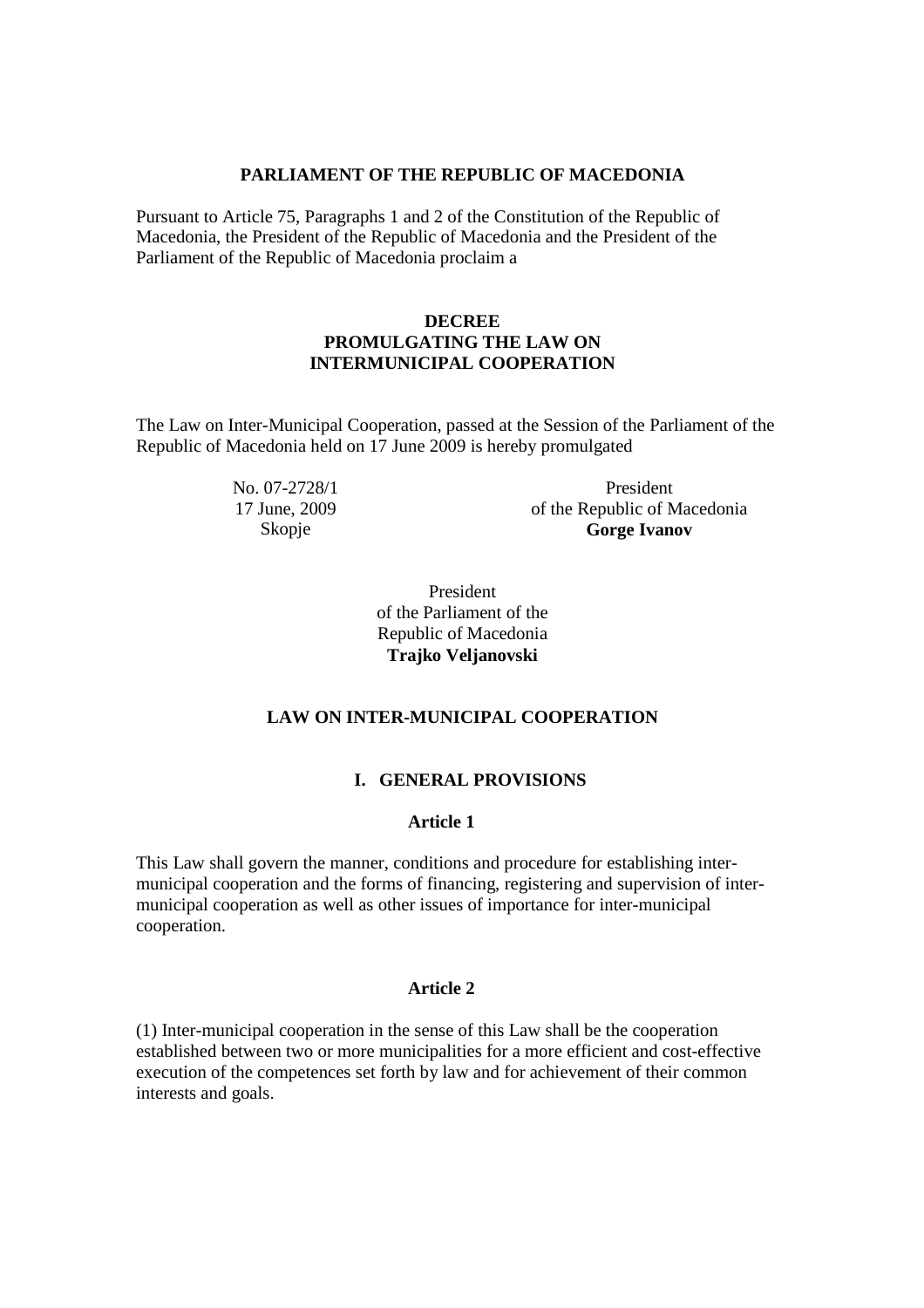**PARLIAMENT OF THE REPUBLIC OF MACEDONIA**

Pursuant to Article 75, Paragraphs 1 and 2 of the Constitution of the Republic of Macedonia, the President of the Republic of Macedonia and the President of the Parliament of the Republic of Macedonia proclaim a

**DECREE**
**PROMULGATING THE LAW ON INTERMUNICIPAL COOPERATION**

The Law on Inter-Municipal Cooperation, passed at the Session of the Parliament of the Republic of Macedonia held on 17 June 2009 is hereby promulgated

No. 07-2728/1
17 June, 2009
Skopje

President
of the Republic of Macedonia
**Gorge Ivanov**

President
of the Parliament of the
Republic of Macedonia
**Trajko Veljanovski**

# LAW ON INTER-MUNICIPAL COOPERATION

## I. GENERAL PROVISIONS

### Article 1

This Law shall govern the manner, conditions and procedure for establishing inter-municipal cooperation and the forms of financing, registering and supervision of inter-municipal cooperation as well as other issues of importance for inter-municipal cooperation.

### Article 2

(1) Inter-municipal cooperation in the sense of this Law shall be the cooperation established between two or more municipalities for a more efficient and cost-effective execution of the competences set forth by law and for achievement of their common interests and goals.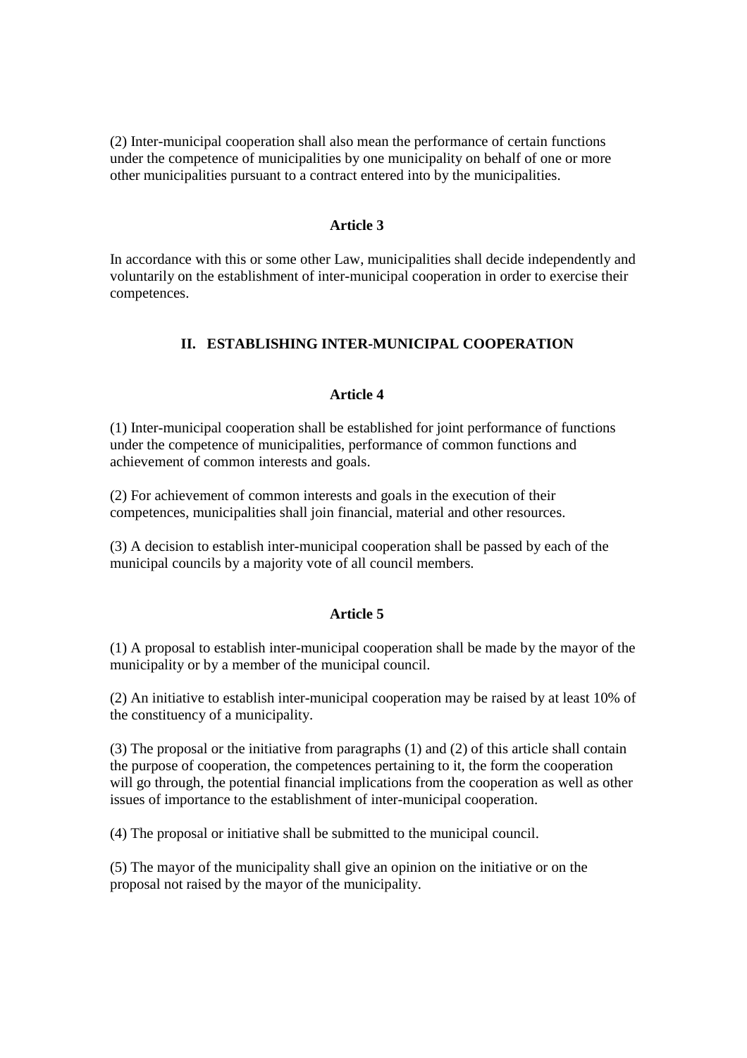(2) Inter-municipal cooperation shall also mean the performance of certain functions under the competence of municipalities by one municipality on behalf of one or more other municipalities pursuant to a contract entered into by the municipalities.

### Article 3

In accordance with this or some other Law, municipalities shall decide independently and voluntarily on the establishment of inter-municipal cooperation in order to exercise their competences.

## II. ESTABLISHING INTER-MUNICIPAL COOPERATION

### Article 4

(1) Inter-municipal cooperation shall be established for joint performance of functions under the competence of municipalities, performance of common functions and achievement of common interests and goals.

(2) For achievement of common interests and goals in the execution of their competences, municipalities shall join financial, material and other resources.

(3) A decision to establish inter-municipal cooperation shall be passed by each of the municipal councils by a majority vote of all council members.

### Article 5

(1) A proposal to establish inter-municipal cooperation shall be made by the mayor of the municipality or by a member of the municipal council.

(2) An initiative to establish inter-municipal cooperation may be raised by at least 10% of the constituency of a municipality.

(3) The proposal or the initiative from paragraphs (1) and (2) of this article shall contain the purpose of cooperation, the competences pertaining to it, the form the cooperation will go through, the potential financial implications from the cooperation as well as other issues of importance to the establishment of inter-municipal cooperation.

(4) The proposal or initiative shall be submitted to the municipal council.

(5) The mayor of the municipality shall give an opinion on the initiative or on the proposal not raised by the mayor of the municipality.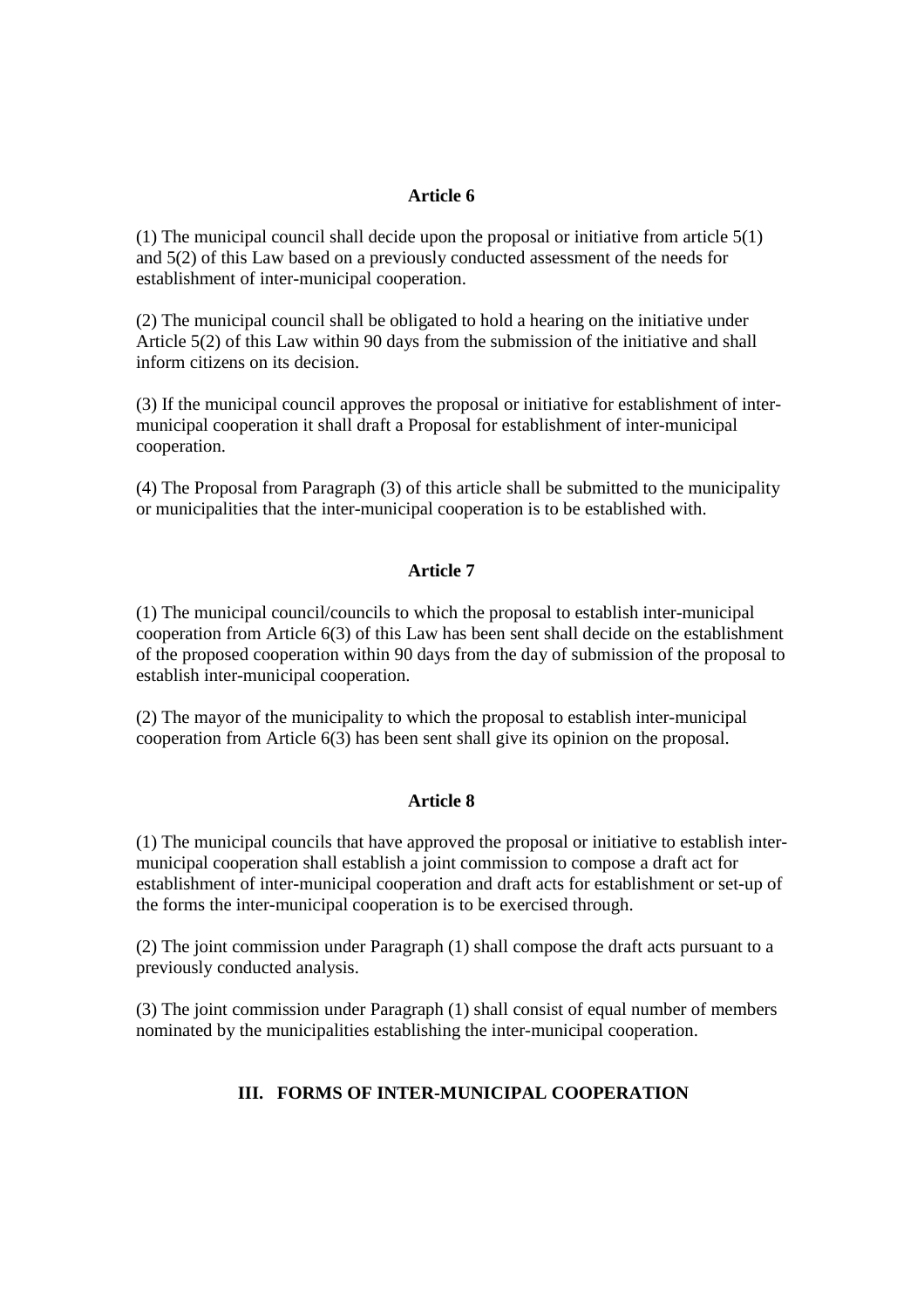### Article 6

(1) The municipal council shall decide upon the proposal or initiative from article 5(1) and 5(2) of this Law based on a previously conducted assessment of the needs for establishment of inter-municipal cooperation.

(2) The municipal council shall be obligated to hold a hearing on the initiative under Article 5(2) of this Law within 90 days from the submission of the initiative and shall inform citizens on its decision.

(3) If the municipal council approves the proposal or initiative for establishment of inter-municipal cooperation it shall draft a Proposal for establishment of inter-municipal cooperation.

(4) The Proposal from Paragraph (3) of this article shall be submitted to the municipality or municipalities that the inter-municipal cooperation is to be established with.

### Article 7

(1) The municipal council/councils to which the proposal to establish inter-municipal cooperation from Article 6(3) of this Law has been sent shall decide on the establishment of the proposed cooperation within 90 days from the day of submission of the proposal to establish inter-municipal cooperation.

(2) The mayor of the municipality to which the proposal to establish inter-municipal cooperation from Article 6(3) has been sent shall give its opinion on the proposal.

### Article 8

(1) The municipal councils that have approved the proposal or initiative to establish inter-municipal cooperation shall establish a joint commission to compose a draft act for establishment of inter-municipal cooperation and draft acts for establishment or set-up of the forms the inter-municipal cooperation is to be exercised through.

(2) The joint commission under Paragraph (1) shall compose the draft acts pursuant to a previously conducted analysis.

(3) The joint commission under Paragraph (1) shall consist of equal number of members nominated by the municipalities establishing the inter-municipal cooperation.

## III. FORMS OF INTER-MUNICIPAL COOPERATION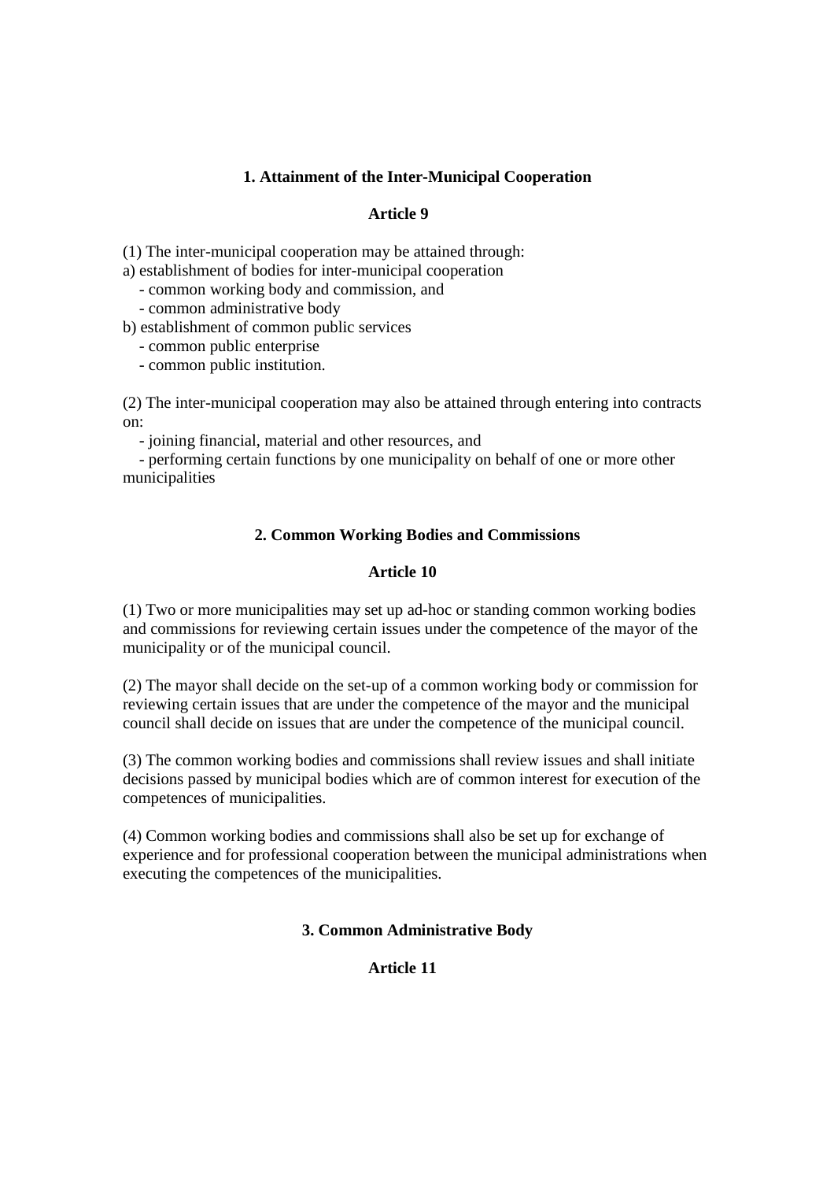### 1. Attainment of the Inter-Municipal Cooperation

### Article 9

(1) The inter-municipal cooperation may be attained through:

a) establishment of bodies for inter-municipal cooperation

- common working body and commission, and
- common administrative body

b) establishment of common public services

- common public enterprise
- common public institution.

(2) The inter-municipal cooperation may also be attained through entering into contracts on:

- joining financial, material and other resources, and
- performing certain functions by one municipality on behalf of one or more other municipalities

### 2. Common Working Bodies and Commissions

### Article 10

(1) Two or more municipalities may set up ad-hoc or standing common working bodies and commissions for reviewing certain issues under the competence of the mayor of the municipality or of the municipal council.

(2) The mayor shall decide on the set-up of a common working body or commission for reviewing certain issues that are under the competence of the mayor and the municipal council shall decide on issues that are under the competence of the municipal council.

(3) The common working bodies and commissions shall review issues and shall initiate decisions passed by municipal bodies which are of common interest for execution of the competences of municipalities.

(4) Common working bodies and commissions shall also be set up for exchange of experience and for professional cooperation between the municipal administrations when executing the competences of the municipalities.

### 3. Common Administrative Body

### Article 11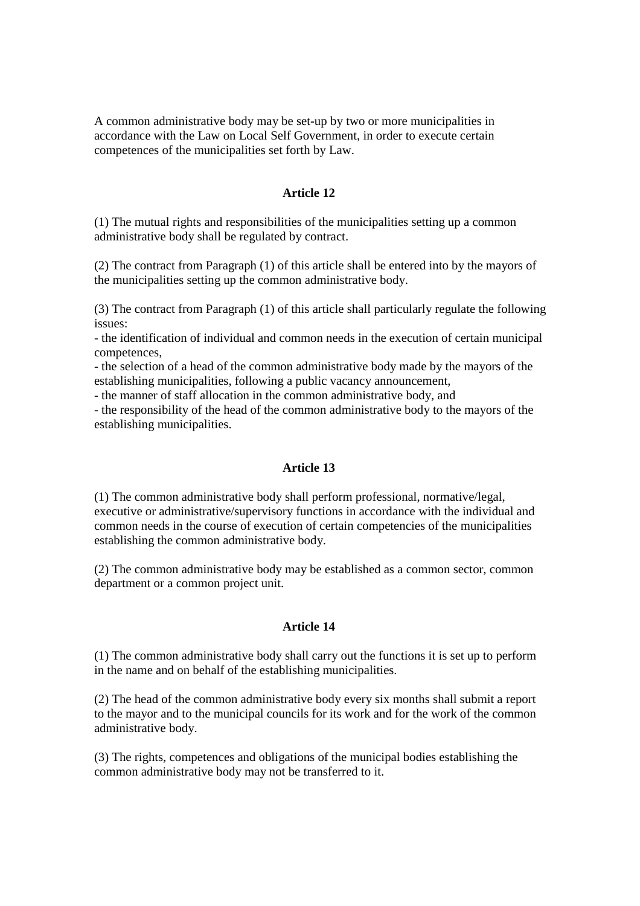A common administrative body may be set-up by two or more municipalities in accordance with the Law on Local Self Government, in order to execute certain competences of the municipalities set forth by Law.

### Article 12

(1) The mutual rights and responsibilities of the municipalities setting up a common administrative body shall be regulated by contract.

(2) The contract from Paragraph (1) of this article shall be entered into by the mayors of the municipalities setting up the common administrative body.

(3) The contract from Paragraph (1) of this article shall particularly regulate the following issues:
- the identification of individual and common needs in the execution of certain municipal competences,
- the selection of a head of the common administrative body made by the mayors of the establishing municipalities, following a public vacancy announcement,
- the manner of staff allocation in the common administrative body, and
- the responsibility of the head of the common administrative body to the mayors of the establishing municipalities.

### Article 13

(1) The common administrative body shall perform professional, normative/legal, executive or administrative/supervisory functions in accordance with the individual and common needs in the course of execution of certain competencies of the municipalities establishing the common administrative body.

(2) The common administrative body may be established as a common sector, common department or a common project unit.

### Article 14

(1) The common administrative body shall carry out the functions it is set up to perform in the name and on behalf of the establishing municipalities.

(2) The head of the common administrative body every six months shall submit a report to the mayor and to the municipal councils for its work and for the work of the common administrative body.

(3) The rights, competences and obligations of the municipal bodies establishing the common administrative body may not be transferred to it.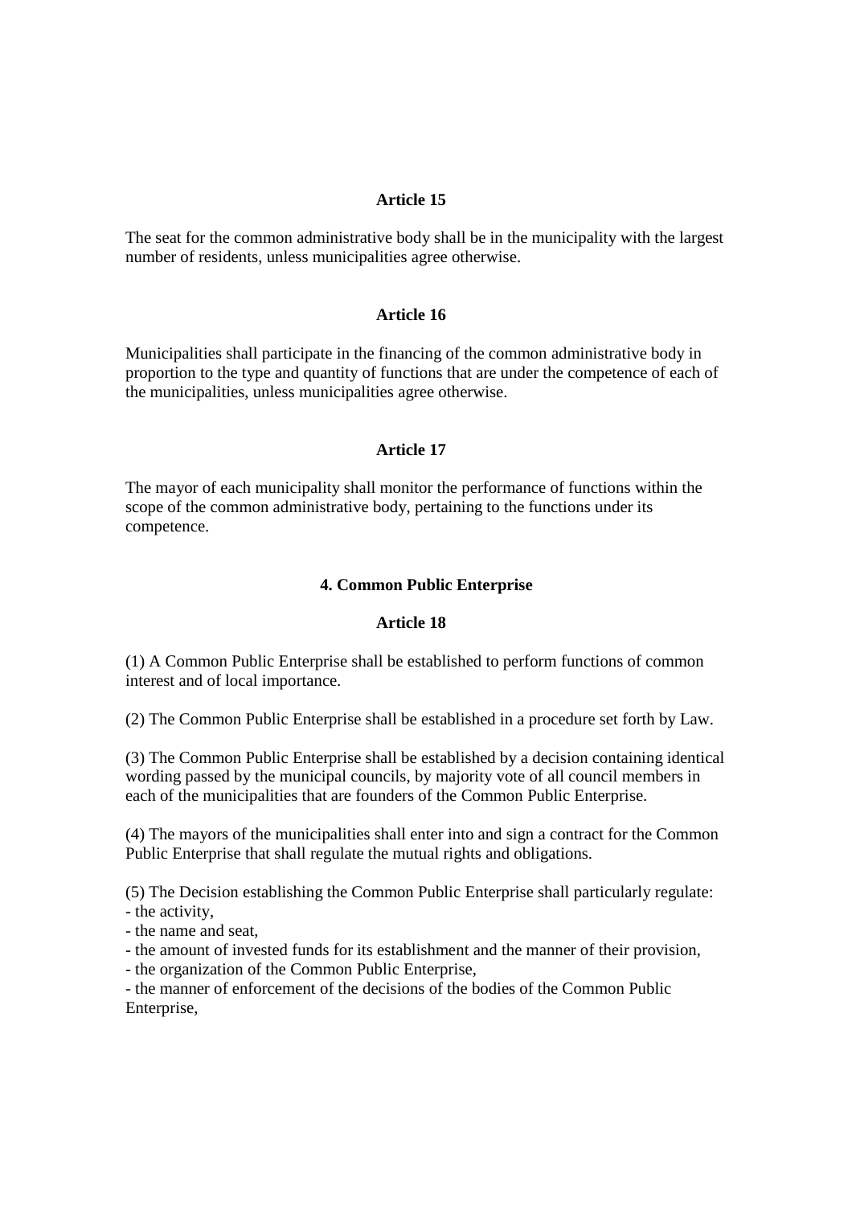**Article 15**

The seat for the common administrative body shall be in the municipality with the largest number of residents, unless municipalities agree otherwise.

**Article 16**

Municipalities shall participate in the financing of the common administrative body in proportion to the type and quantity of functions that are under the competence of each of the municipalities, unless municipalities agree otherwise.

**Article 17**

The mayor of each municipality shall monitor the performance of functions within the scope of the common administrative body, pertaining to the functions under its competence.

**4. Common Public Enterprise**

**Article 18**

(1) A Common Public Enterprise shall be established to perform functions of common interest and of local importance.

(2) The Common Public Enterprise shall be established in a procedure set forth by Law.

(3) The Common Public Enterprise shall be established by a decision containing identical wording passed by the municipal councils, by majority vote of all council members in each of the municipalities that are founders of the Common Public Enterprise.

(4) The mayors of the municipalities shall enter into and sign a contract for the Common Public Enterprise that shall regulate the mutual rights and obligations.

(5) The Decision establishing the Common Public Enterprise shall particularly regulate:
- the activity,
- the name and seat,
- the amount of invested funds for its establishment and the manner of their provision,
- the organization of the Common Public Enterprise,
- the manner of enforcement of the decisions of the bodies of the Common Public Enterprise,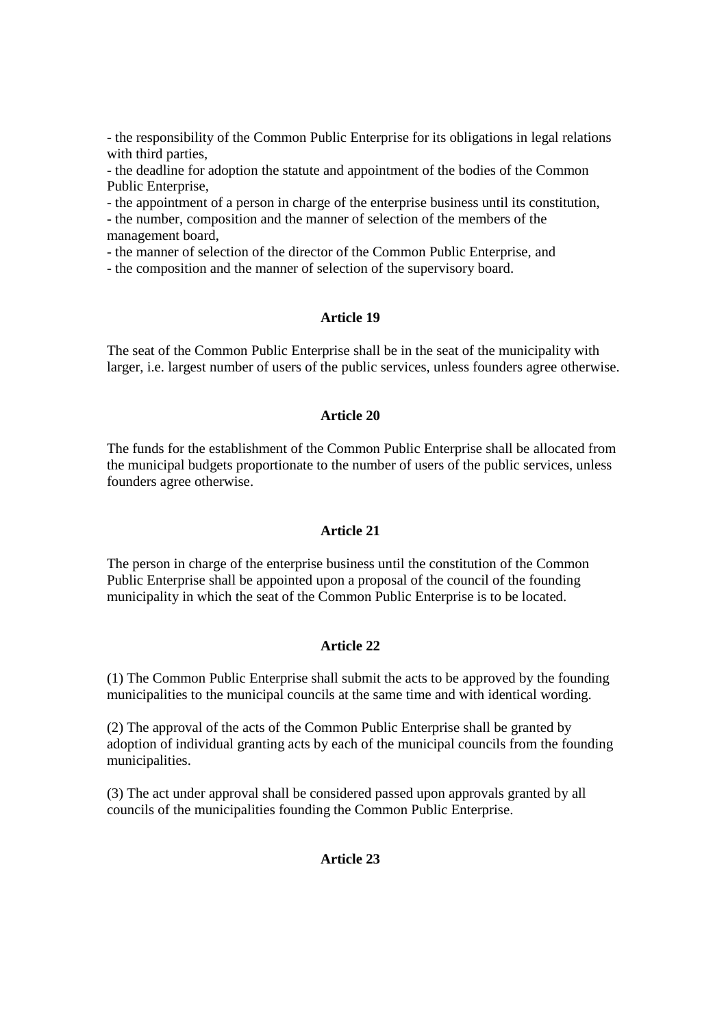- the responsibility of the Common Public Enterprise for its obligations in legal relations with third parties,
- the deadline for adoption the statute and appointment of the bodies of the Common Public Enterprise,
- the appointment of a person in charge of the enterprise business until its constitution,
- the number, composition and the manner of selection of the members of the management board,
- the manner of selection of the director of the Common Public Enterprise, and
- the composition and the manner of selection of the supervisory board.

**Article 19**

The seat of the Common Public Enterprise shall be in the seat of the municipality with larger, i.e. largest number of users of the public services, unless founders agree otherwise.

**Article 20**

The funds for the establishment of the Common Public Enterprise shall be allocated from the municipal budgets proportionate to the number of users of the public services, unless founders agree otherwise.

**Article 21**

The person in charge of the enterprise business until the constitution of the Common Public Enterprise shall be appointed upon a proposal of the council of the founding municipality in which the seat of the Common Public Enterprise is to be located.

**Article 22**

(1) The Common Public Enterprise shall submit the acts to be approved by the founding municipalities to the municipal councils at the same time and with identical wording.

(2) The approval of the acts of the Common Public Enterprise shall be granted by adoption of individual granting acts by each of the municipal councils from the founding municipalities.

(3) The act under approval shall be considered passed upon approvals granted by all councils of the municipalities founding the Common Public Enterprise.

**Article 23**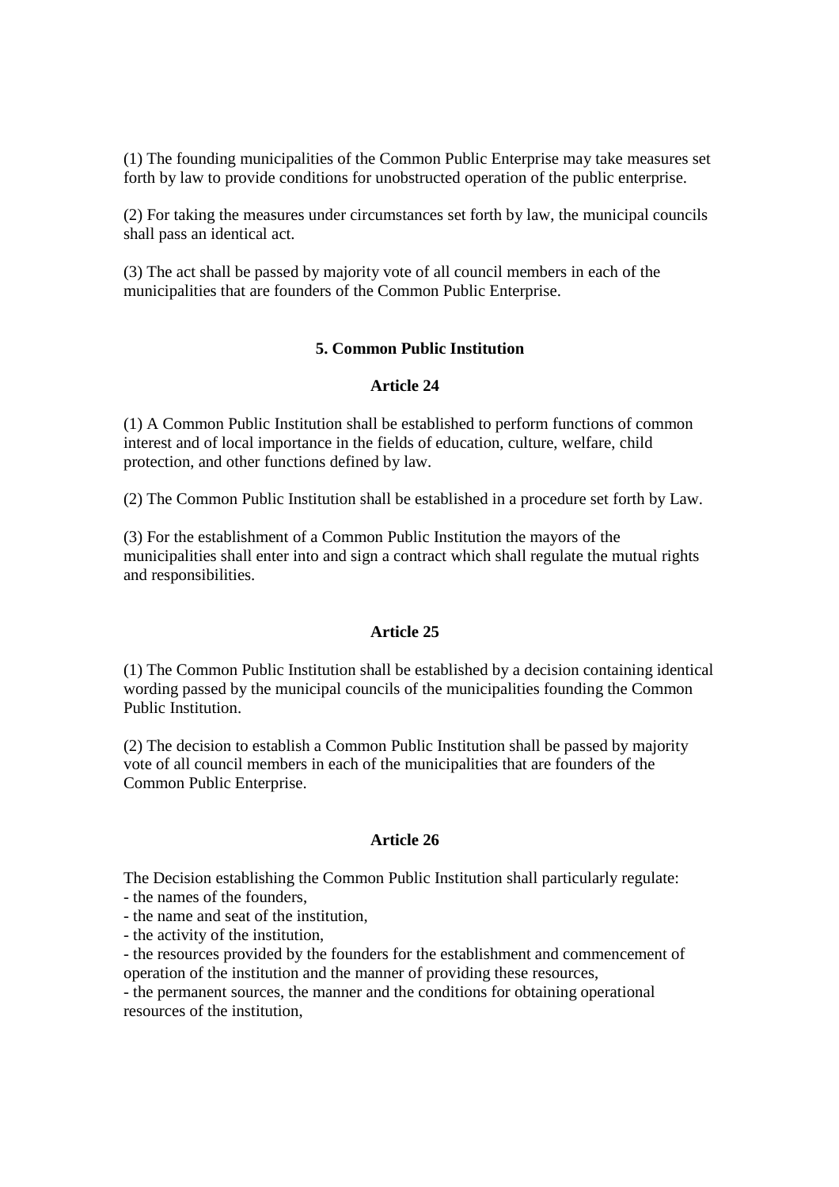(1) The founding municipalities of the Common Public Enterprise may take measures set forth by law to provide conditions for unobstructed operation of the public enterprise.

(2) For taking the measures under circumstances set forth by law, the municipal councils shall pass an identical act.

(3) The act shall be passed by majority vote of all council members in each of the municipalities that are founders of the Common Public Enterprise.

### 5. Common Public Institution

#### Article 24

(1) A Common Public Institution shall be established to perform functions of common interest and of local importance in the fields of education, culture, welfare, child protection, and other functions defined by law.

(2) The Common Public Institution shall be established in a procedure set forth by Law.

(3) For the establishment of a Common Public Institution the mayors of the municipalities shall enter into and sign a contract which shall regulate the mutual rights and responsibilities.

#### Article 25

(1) The Common Public Institution shall be established by a decision containing identical wording passed by the municipal councils of the municipalities founding the Common Public Institution.

(2) The decision to establish a Common Public Institution shall be passed by majority vote of all council members in each of the municipalities that are founders of the Common Public Enterprise.

#### Article 26

The Decision establishing the Common Public Institution shall particularly regulate:
- the names of the founders,
- the name and seat of the institution,
- the activity of the institution,
- the resources provided by the founders for the establishment and commencement of operation of the institution and the manner of providing these resources,
- the permanent sources, the manner and the conditions for obtaining operational resources of the institution,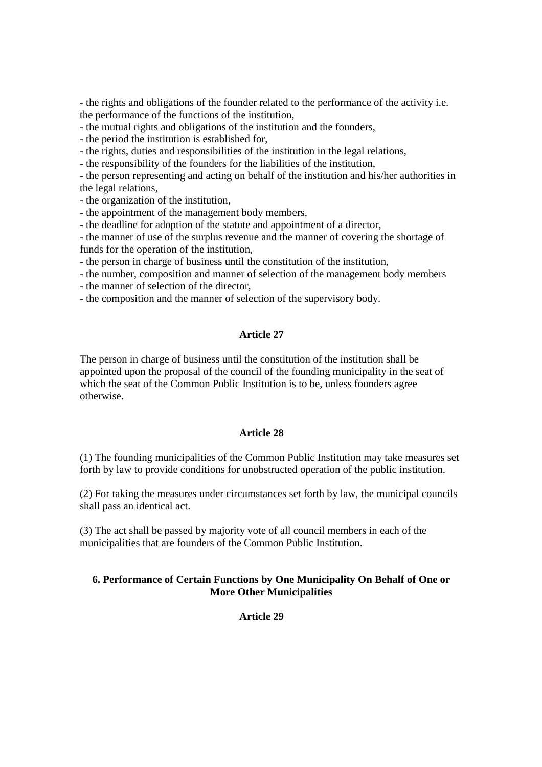- the rights and obligations of the founder related to the performance of the activity i.e. the performance of the functions of the institution,
- the mutual rights and obligations of the institution and the founders,
- the period the institution is established for,
- the rights, duties and responsibilities of the institution in the legal relations,
- the responsibility of the founders for the liabilities of the institution,
- the person representing and acting on behalf of the institution and his/her authorities in the legal relations,
- the organization of the institution,
- the appointment of the management body members,
- the deadline for adoption of the statute and appointment of a director,
- the manner of use of the surplus revenue and the manner of covering the shortage of funds for the operation of the institution,
- the person in charge of business until the constitution of the institution,
- the number, composition and manner of selection of the management body members
- the manner of selection of the director,
- the composition and the manner of selection of the supervisory body.

**Article 27**

The person in charge of business until the constitution of the institution shall be appointed upon the proposal of the council of the founding municipality in the seat of which the seat of the Common Public Institution is to be, unless founders agree otherwise.

**Article 28**

(1) The founding municipalities of the Common Public Institution may take measures set forth by law to provide conditions for unobstructed operation of the public institution.

(2) For taking the measures under circumstances set forth by law, the municipal councils shall pass an identical act.

(3) The act shall be passed by majority vote of all council members in each of the municipalities that are founders of the Common Public Institution.

**6. Performance of Certain Functions by One Municipality On Behalf of One or More Other Municipalities**

**Article 29**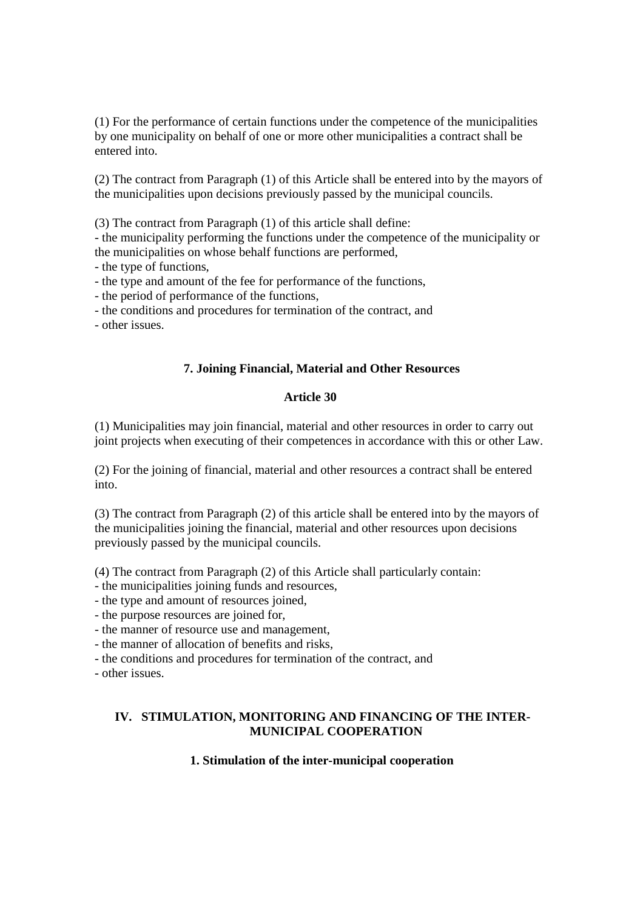(1) For the performance of certain functions under the competence of the municipalities by one municipality on behalf of one or more other municipalities a contract shall be entered into.

(2) The contract from Paragraph (1) of this Article shall be entered into by the mayors of the municipalities upon decisions previously passed by the municipal councils.

(3) The contract from Paragraph (1) of this article shall define:
- the municipality performing the functions under the competence of the municipality or the municipalities on whose behalf functions are performed,
- the type of functions,
- the type and amount of the fee for performance of the functions,
- the period of performance of the functions,
- the conditions and procedures for termination of the contract, and
- other issues.

### 7. Joining Financial, Material and Other Resources

#### Article 30

(1) Municipalities may join financial, material and other resources in order to carry out joint projects when executing of their competences in accordance with this or other Law.

(2) For the joining of financial, material and other resources a contract shall be entered into.

(3) The contract from Paragraph (2) of this article shall be entered into by the mayors of the municipalities joining the financial, material and other resources upon decisions previously passed by the municipal councils.

(4) The contract from Paragraph (2) of this Article shall particularly contain:
- the municipalities joining funds and resources,
- the type and amount of resources joined,
- the purpose resources are joined for,
- the manner of resource use and management,
- the manner of allocation of benefits and risks,
- the conditions and procedures for termination of the contract, and
- other issues.

## IV. STIMULATION, MONITORING AND FINANCING OF THE INTER-MUNICIPAL COOPERATION

### 1. Stimulation of the inter-municipal cooperation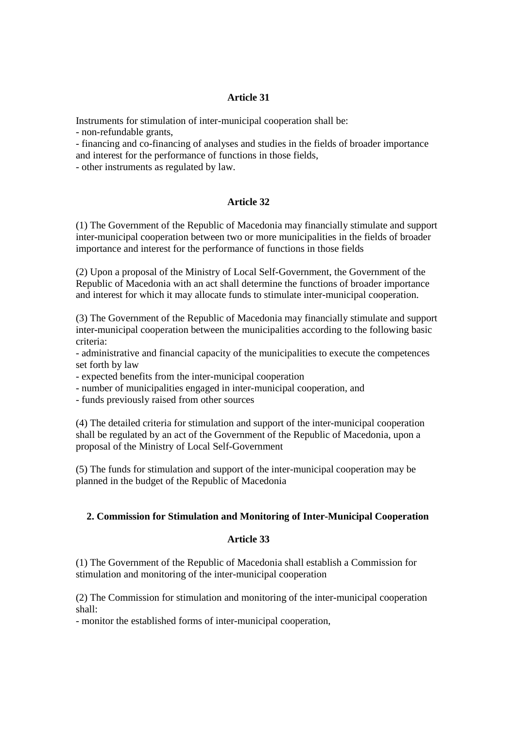**Article 31**

Instruments for stimulation of inter-municipal cooperation shall be:

- non-refundable grants,
- financing and co-financing of analyses and studies in the fields of broader importance and interest for the performance of functions in those fields,
- other instruments as regulated by law.

**Article 32**

(1) The Government of the Republic of Macedonia may financially stimulate and support inter-municipal cooperation between two or more municipalities in the fields of broader importance and interest for the performance of functions in those fields

(2) Upon a proposal of the Ministry of Local Self-Government, the Government of the Republic of Macedonia with an act shall determine the functions of broader importance and interest for which it may allocate funds to stimulate inter-municipal cooperation.

(3) The Government of the Republic of Macedonia may financially stimulate and support inter-municipal cooperation between the municipalities according to the following basic criteria:

- administrative and financial capacity of the municipalities to execute the competences set forth by law
- expected benefits from the inter-municipal cooperation
- number of municipalities engaged in inter-municipal cooperation, and
- funds previously raised from other sources

(4) The detailed criteria for stimulation and support of the inter-municipal cooperation shall be regulated by an act of the Government of the Republic of Macedonia, upon a proposal of the Ministry of Local Self-Government

(5) The funds for stimulation and support of the inter-municipal cooperation may be planned in the budget of the Republic of Macedonia

## 2. Commission for Stimulation and Monitoring of Inter-Municipal Cooperation

**Article 33**

(1) The Government of the Republic of Macedonia shall establish a Commission for stimulation and monitoring of the inter-municipal cooperation

(2) The Commission for stimulation and monitoring of the inter-municipal cooperation shall:

- monitor the established forms of inter-municipal cooperation,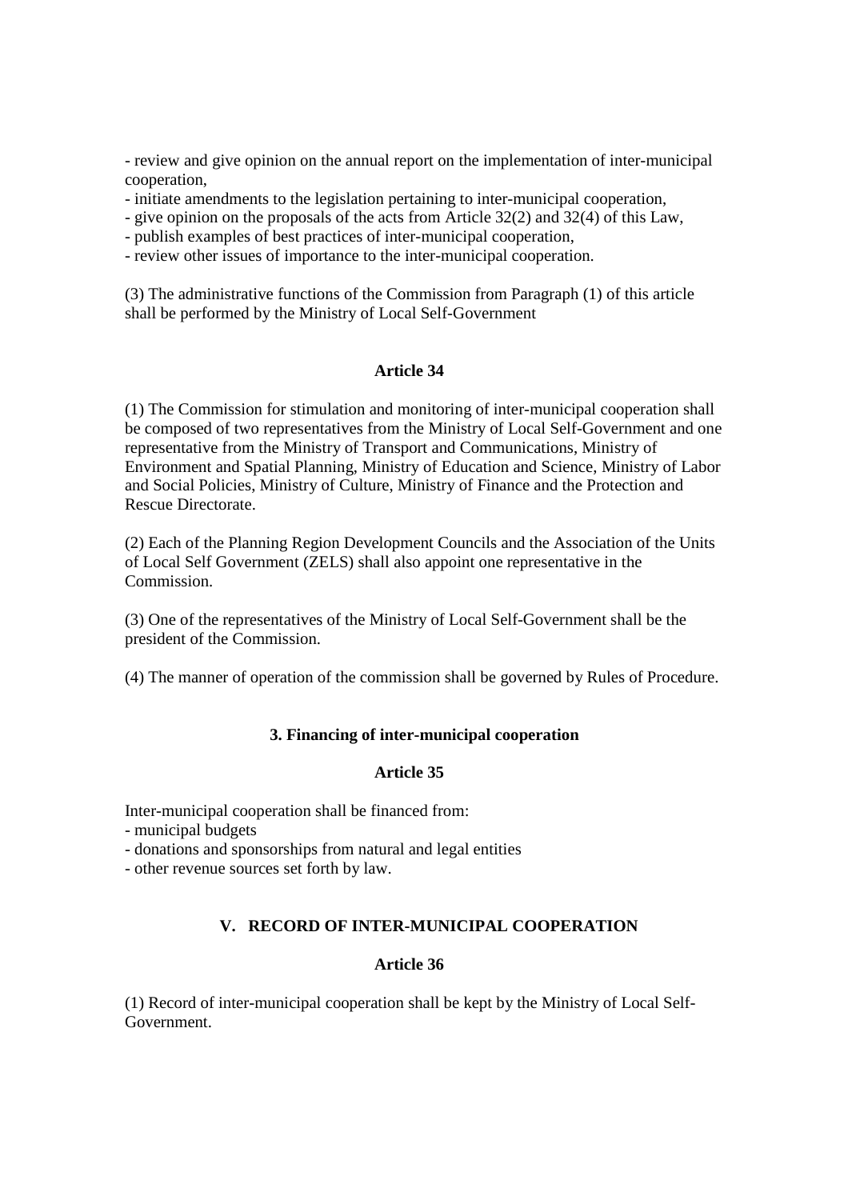- review and give opinion on the annual report on the implementation of inter-municipal cooperation,
- initiate amendments to the legislation pertaining to inter-municipal cooperation,
- give opinion on the proposals of the acts from Article 32(2) and 32(4) of this Law,
- publish examples of best practices of inter-municipal cooperation,
- review other issues of importance to the inter-municipal cooperation.

(3) The administrative functions of the Commission from Paragraph (1) of this article shall be performed by the Ministry of Local Self-Government

### Article 34

(1) The Commission for stimulation and monitoring of inter-municipal cooperation shall be composed of two representatives from the Ministry of Local Self-Government and one representative from the Ministry of Transport and Communications, Ministry of Environment and Spatial Planning, Ministry of Education and Science, Ministry of Labor and Social Policies, Ministry of Culture, Ministry of Finance and the Protection and Rescue Directorate.

(2) Each of the Planning Region Development Councils and the Association of the Units of Local Self Government (ZELS) shall also appoint one representative in the Commission.

(3) One of the representatives of the Ministry of Local Self-Government shall be the president of the Commission.

(4) The manner of operation of the commission shall be governed by Rules of Procedure.

## 3. Financing of inter-municipal cooperation

### Article 35

Inter-municipal cooperation shall be financed from:
- municipal budgets
- donations and sponsorships from natural and legal entities
- other revenue sources set forth by law.

## V. RECORD OF INTER-MUNICIPAL COOPERATION

### Article 36

(1) Record of inter-municipal cooperation shall be kept by the Ministry of Local Self-Government.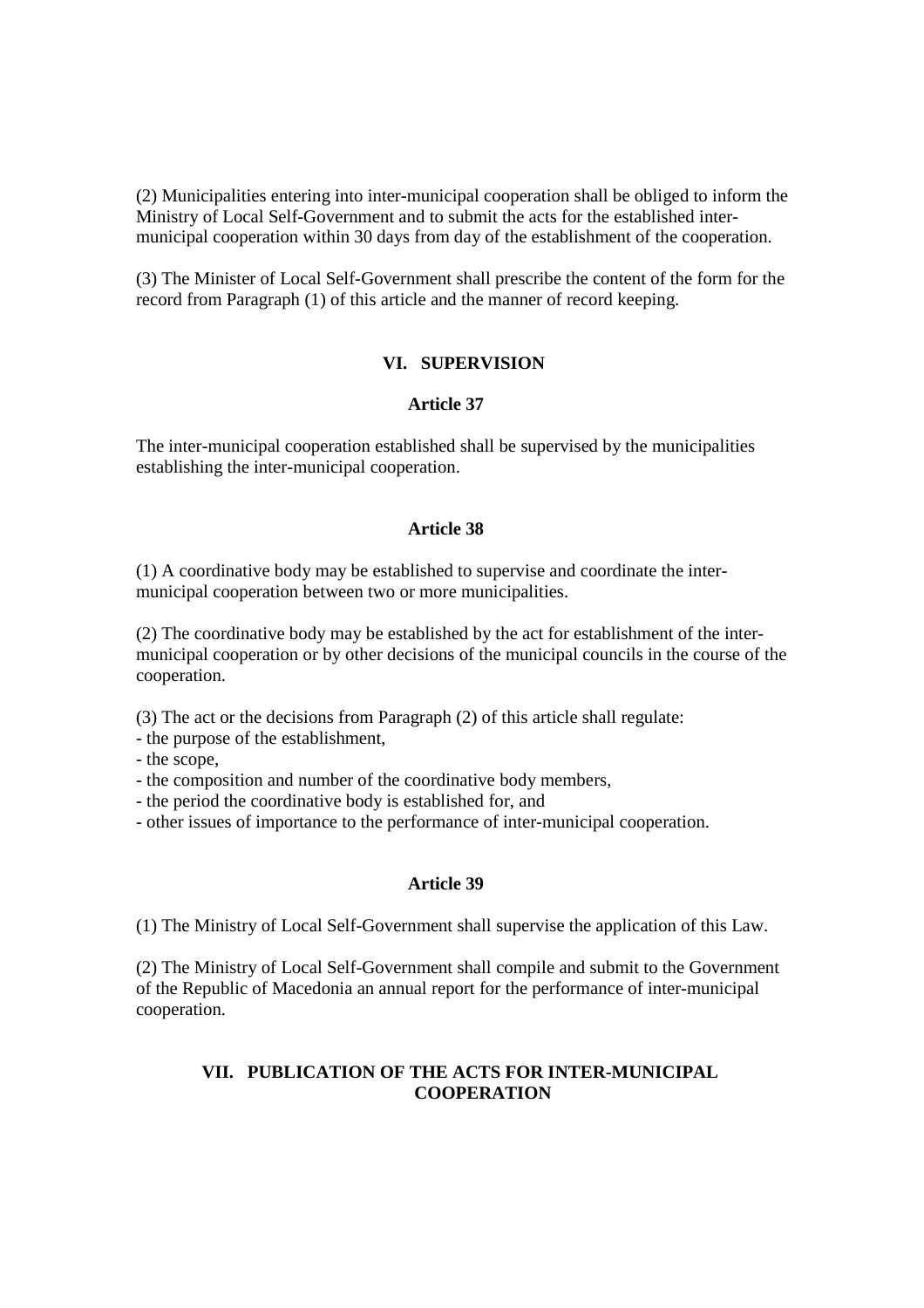(2) Municipalities entering into inter-municipal cooperation shall be obliged to inform the Ministry of Local Self-Government and to submit the acts for the established inter-municipal cooperation within 30 days from day of the establishment of the cooperation.

(3) The Minister of Local Self-Government shall prescribe the content of the form for the record from Paragraph (1) of this article and the manner of record keeping.

## VI. SUPERVISION

### Article 37

The inter-municipal cooperation established shall be supervised by the municipalities establishing the inter-municipal cooperation.

### Article 38

(1) A coordinative body may be established to supervise and coordinate the inter-municipal cooperation between two or more municipalities.

(2) The coordinative body may be established by the act for establishment of the inter-municipal cooperation or by other decisions of the municipal councils in the course of the cooperation.

(3) The act or the decisions from Paragraph (2) of this article shall regulate:
- the purpose of the establishment,
- the scope,
- the composition and number of the coordinative body members,
- the period the coordinative body is established for, and
- other issues of importance to the performance of inter-municipal cooperation.

### Article 39

(1) The Ministry of Local Self-Government shall supervise the application of this Law.

(2) The Ministry of Local Self-Government shall compile and submit to the Government of the Republic of Macedonia an annual report for the performance of inter-municipal cooperation.

## VII. PUBLICATION OF THE ACTS FOR INTER-MUNICIPAL COOPERATION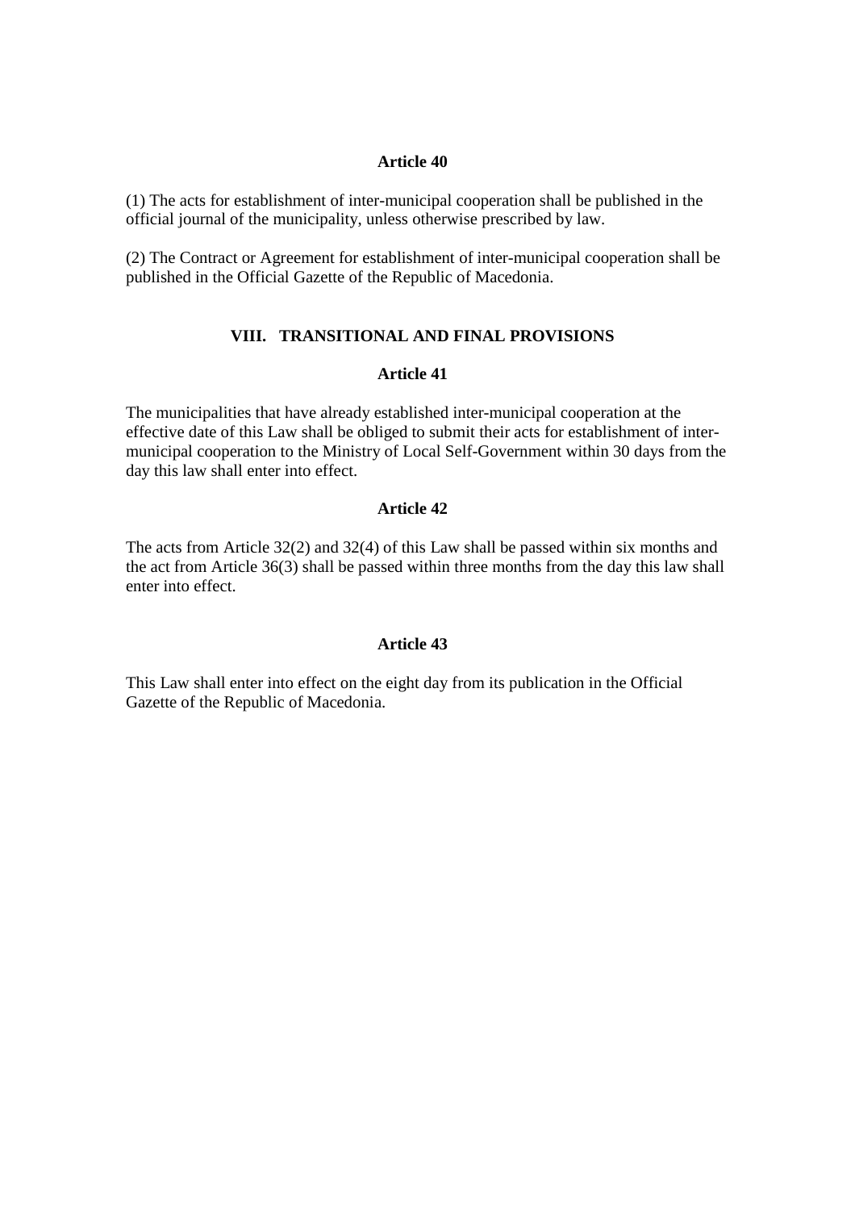### Article 40

(1) The acts for establishment of inter-municipal cooperation shall be published in the official journal of the municipality, unless otherwise prescribed by law.

(2) The Contract or Agreement for establishment of inter-municipal cooperation shall be published in the Official Gazette of the Republic of Macedonia.

## VIII. TRANSITIONAL AND FINAL PROVISIONS

### Article 41

The municipalities that have already established inter-municipal cooperation at the effective date of this Law shall be obliged to submit their acts for establishment of inter-municipal cooperation to the Ministry of Local Self-Government within 30 days from the day this law shall enter into effect.

### Article 42

The acts from Article 32(2) and 32(4) of this Law shall be passed within six months and the act from Article 36(3) shall be passed within three months from the day this law shall enter into effect.

### Article 43

This Law shall enter into effect on the eight day from its publication in the Official Gazette of the Republic of Macedonia.